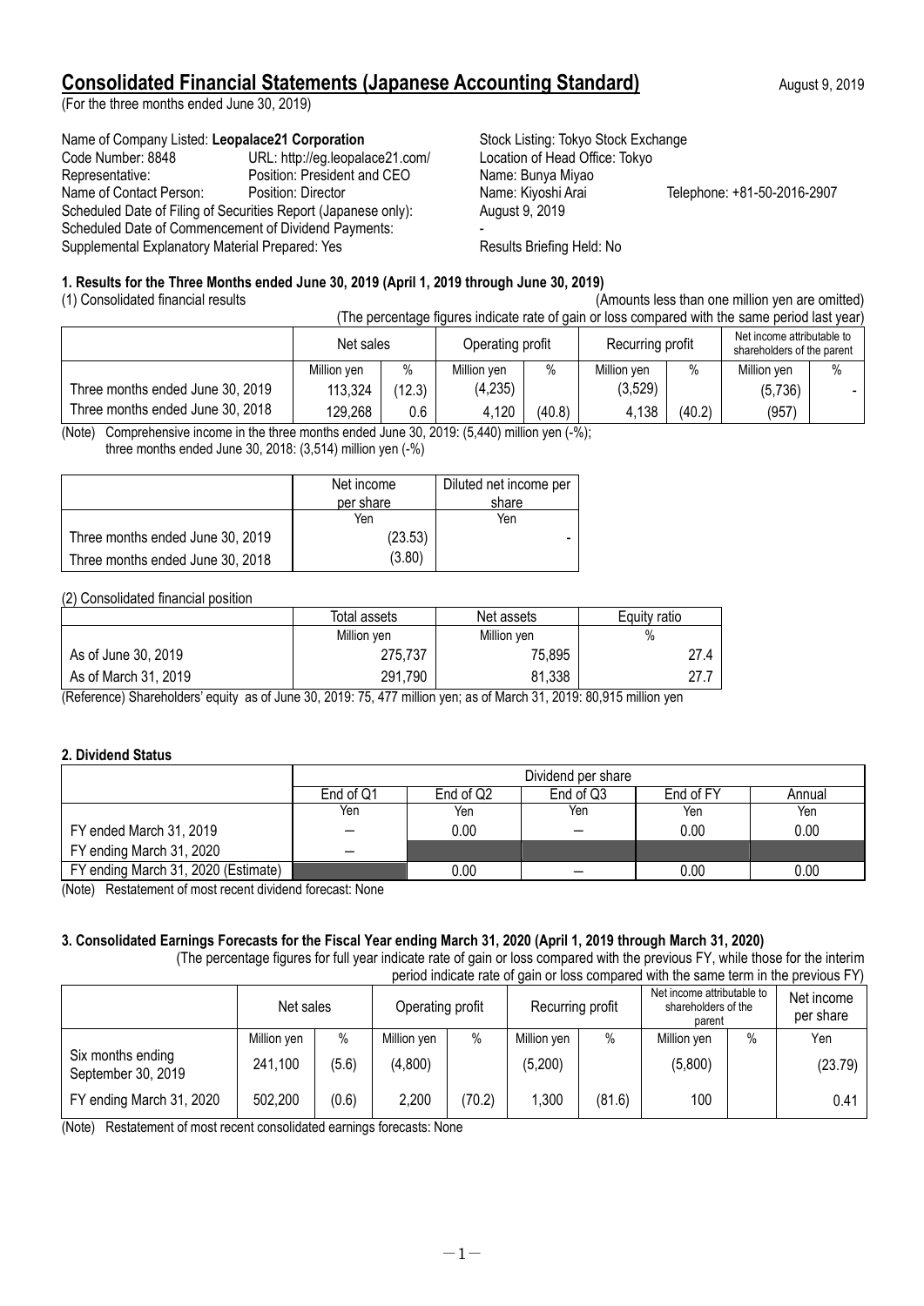# Consolidated Financial Statements (Japanese Accounting Standard)

August 9, 2019

(For the three months ended June 30, 2019)

Name of Company Listed: **Leopalace21 Corporation** Stock Listing: Tokyo Stock Exchange
Code Number: 8848 URL: http://eg.leopalace21.com/ Location of Head Office: Tokyo
Representative: Position: President and CEO Name: Bunya Miyao
Name of Contact Person: Position: Director Name: Kiyoshi Arai Telephone: +81-50-2016-2907
Scheduled Date of Filing of Securities Report (Japanese only): August 9, 2019
Scheduled Date of Commencement of Dividend Payments: -
Supplemental Explanatory Material Prepared: Yes Results Briefing Held: No

### 1. Results for the Three Months ended June 30, 2019 (April 1, 2019 through June 30, 2019)

(1) Consolidated financial results (Amounts less than one million yen are omitted)

(The percentage figures indicate rate of gain or loss compared with the same period last year)

| | Net sales | | Operating profit | | Recurring profit | | Net income attributable to shareholders of the parent | |
|---|---|---|---|---|---|---|---|---|
| | Million yen | % | Million yen | % | Million yen | % | Million yen | % |
| Three months ended June 30, 2019 | 113,324 | (12.3) | (4,235) | | (3,529) | | (5,736) | - |
| Three months ended June 30, 2018 | 129,268 | 0.6 | 4,120 | (40.8) | 4,138 | (40.2) | (957) | |

(Note) Comprehensive income in the three months ended June 30, 2019: (5,440) million yen (-%);
three months ended June 30, 2018: (3,514) million yen (-%)

| | Net income per share | Diluted net income per share |
|---|---|---|
| | Yen | Yen |
| Three months ended June 30, 2019 | (23.53) | - |
| Three months ended June 30, 2018 | (3.80) | |

(2) Consolidated financial position

| | Total assets | Net assets | Equity ratio |
|---|---|---|---|
| | Million yen | Million yen | % |
| As of June 30, 2019 | 275,737 | 75,895 | 27.4 |
| As of March 31, 2019 | 291,790 | 81,338 | 27.7 |

(Reference) Shareholders' equity as of June 30, 2019: 75, 477 million yen; as of March 31, 2019: 80,915 million yen

### 2. Dividend Status

| | Dividend per share | | | | |
|---|---|---|---|---|---|
| | End of Q1 | End of Q2 | End of Q3 | End of FY | Annual |
| | Yen | Yen | Yen | Yen | Yen |
| FY ended March 31, 2019 | — | 0.00 | — | 0.00 | 0.00 |
| FY ending March 31, 2020 | — | | | | |
| FY ending March 31, 2020 (Estimate) | | 0.00 | — | 0.00 | 0.00 |

(Note) Restatement of most recent dividend forecast: None

### 3. Consolidated Earnings Forecasts for the Fiscal Year ending March 31, 2020 (April 1, 2019 through March 31, 2020)

(The percentage figures for full year indicate rate of gain or loss compared with the previous FY, while those for the interim period indicate rate of gain or loss compared with the same term in the previous FY)

| | Net sales | | Operating profit | | Recurring profit | | Net income attributable to shareholders of the parent | | Net income per share |
|---|---|---|---|---|---|---|---|---|---|
| | Million yen | % | Million yen | % | Million yen | % | Million yen | % | Yen |
| Six months ending September 30, 2019 | 241,100 | (5.6) | (4,800) | | (5,200) | | (5,800) | | (23.79) |
| FY ending March 31, 2020 | 502,200 | (0.6) | 2,200 | (70.2) | 1,300 | (81.6) | 100 | | 0.41 |

(Note) Restatement of most recent consolidated earnings forecasts: None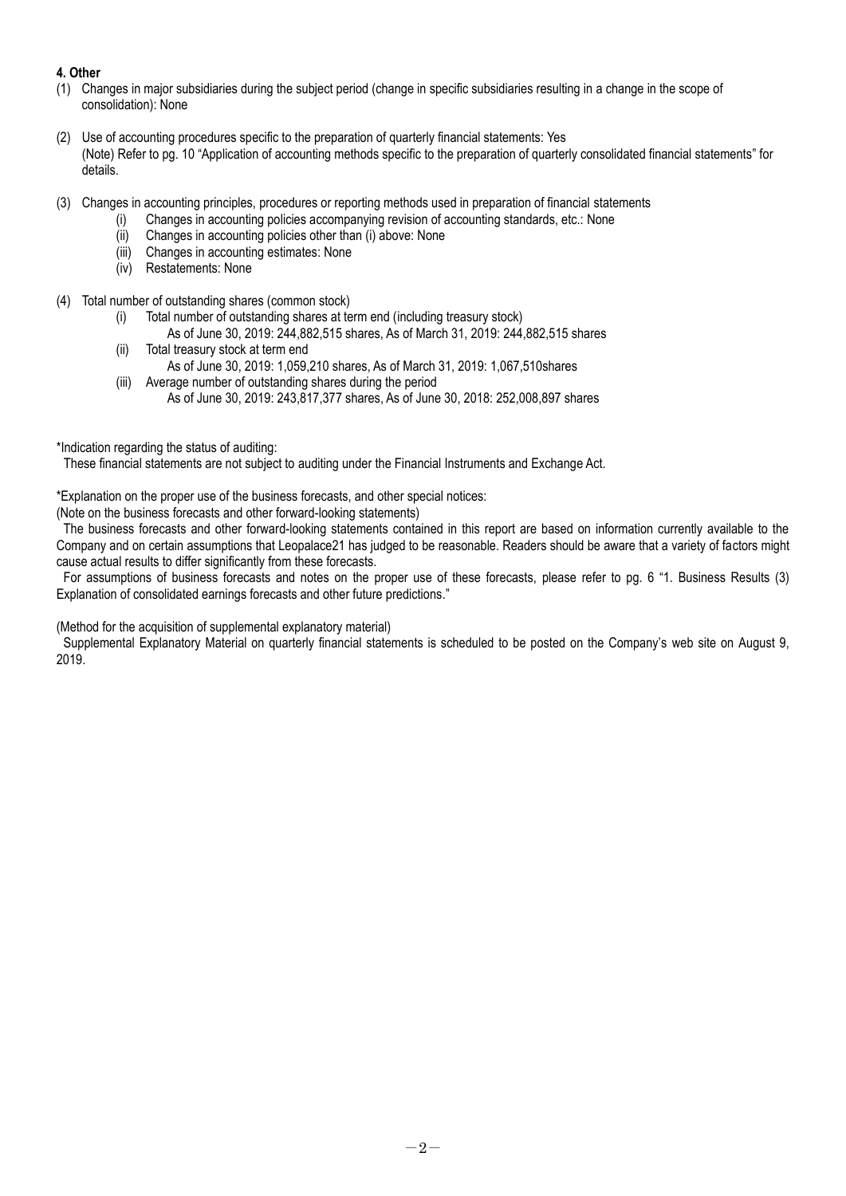**4. Other**

(1) Changes in major subsidiaries during the subject period (change in specific subsidiaries resulting in a change in the scope of consolidation): None

(2) Use of accounting procedures specific to the preparation of quarterly financial statements: Yes
(Note) Refer to pg. 10 "Application of accounting methods specific to the preparation of quarterly consolidated financial statements" for details.

(3) Changes in accounting principles, procedures or reporting methods used in preparation of financial statements
- (i) Changes in accounting policies accompanying revision of accounting standards, etc.: None
- (ii) Changes in accounting policies other than (i) above: None
- (iii) Changes in accounting estimates: None
- (iv) Restatements: None

(4) Total number of outstanding shares (common stock)
- (i) Total number of outstanding shares at term end (including treasury stock)
  As of June 30, 2019: 244,882,515 shares, As of March 31, 2019: 244,882,515 shares
- (ii) Total treasury stock at term end
  As of June 30, 2019: 1,059,210 shares, As of March 31, 2019: 1,067,510shares
- (iii) Average number of outstanding shares during the period
  As of June 30, 2019: 243,817,377 shares, As of June 30, 2018: 252,008,897 shares

*Indication regarding the status of auditing:
These financial statements are not subject to auditing under the Financial Instruments and Exchange Act.

*Explanation on the proper use of the business forecasts, and other special notices:
(Note on the business forecasts and other forward-looking statements)
The business forecasts and other forward-looking statements contained in this report are based on information currently available to the Company and on certain assumptions that Leopalace21 has judged to be reasonable. Readers should be aware that a variety of factors might cause actual results to differ significantly from these forecasts.
For assumptions of business forecasts and notes on the proper use of these forecasts, please refer to pg. 6 "1. Business Results (3) Explanation of consolidated earnings forecasts and other future predictions."

(Method for the acquisition of supplemental explanatory material)
Supplemental Explanatory Material on quarterly financial statements is scheduled to be posted on the Company's web site on August 9, 2019.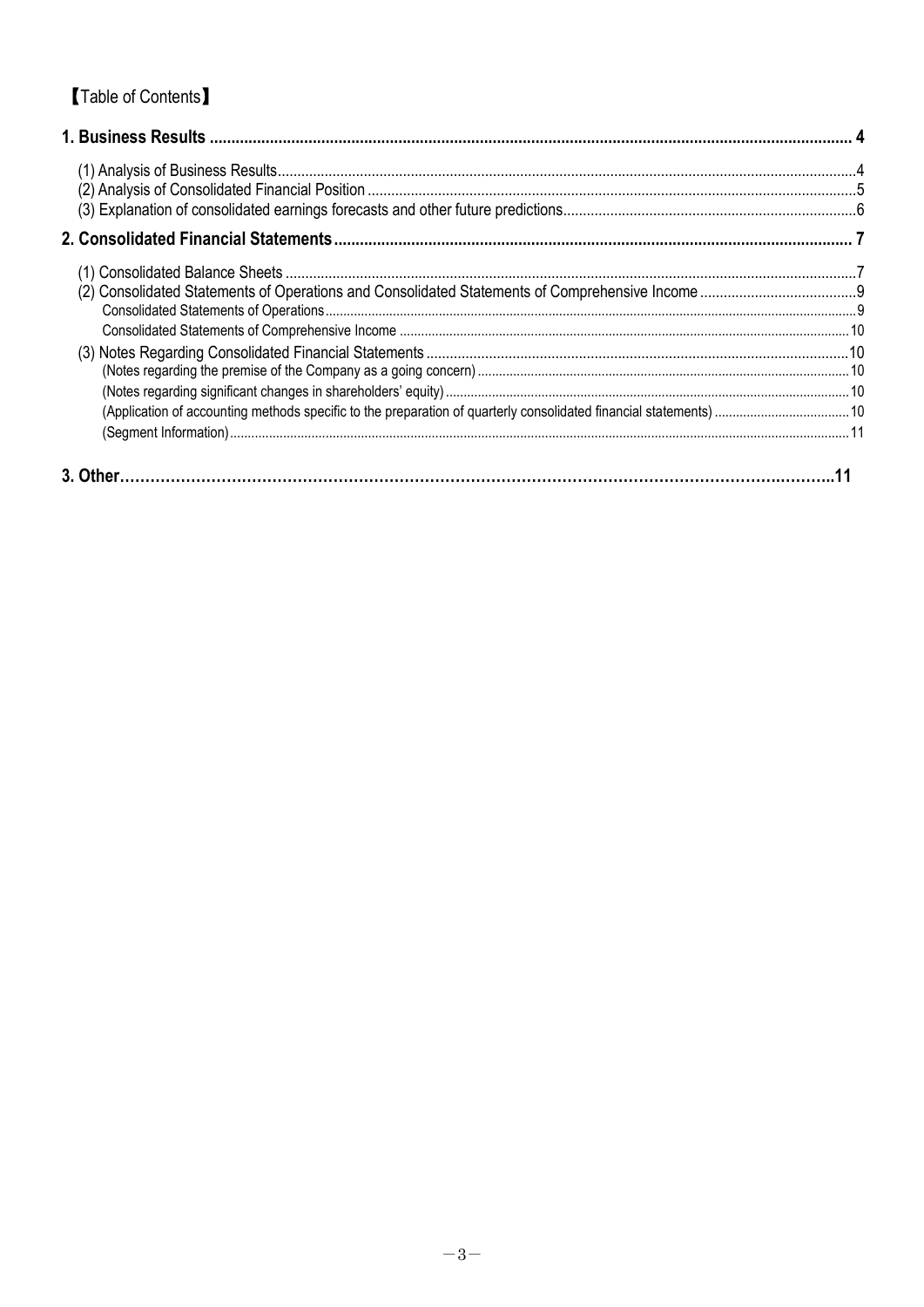【Table of Contents】

**1. Business Results ..... 4**

(1) Analysis of Business Results..... 4
(2) Analysis of Consolidated Financial Position ..... 5
(3) Explanation of consolidated earnings forecasts and other future predictions..... 6

**2. Consolidated Financial Statements..... 7**

(1) Consolidated Balance Sheets ..... 7
(2) Consolidated Statements of Operations and Consolidated Statements of Comprehensive Income ..... 9
Consolidated Statements of Operations..... 9
Consolidated Statements of Comprehensive Income ..... 10
(3) Notes Regarding Consolidated Financial Statements ..... 10
(Notes regarding the premise of the Company as a going concern) ..... 10
(Notes regarding significant changes in shareholders' equity) ..... 10
(Application of accounting methods specific to the preparation of quarterly consolidated financial statements) ..... 10
(Segment Information)..... 11

**3. Other..... 11**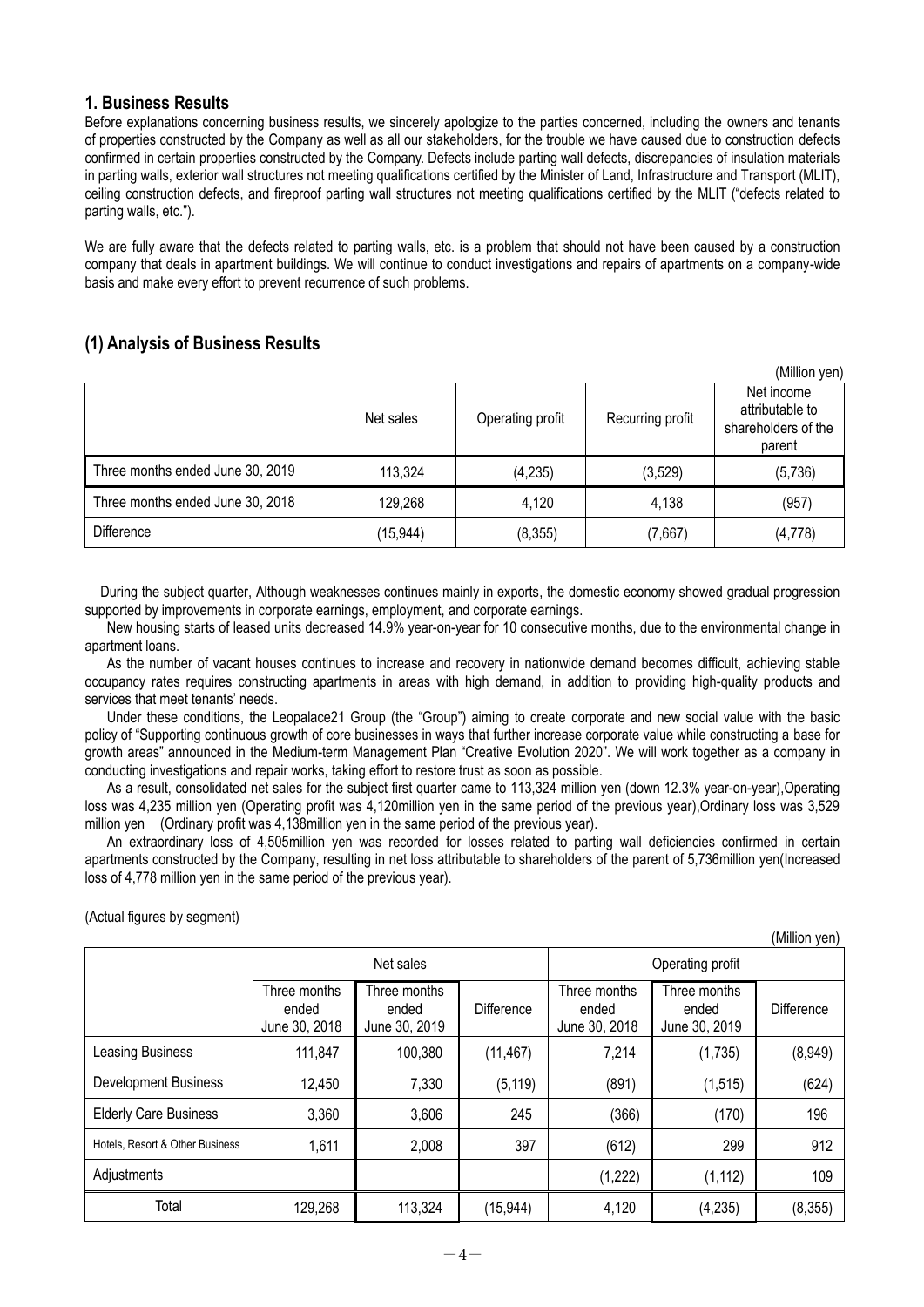## 1. Business Results

Before explanations concerning business results, we sincerely apologize to the parties concerned, including the owners and tenants of properties constructed by the Company as well as all our stakeholders, for the trouble we have caused due to construction defects confirmed in certain properties constructed by the Company. Defects include parting wall defects, discrepancies of insulation materials in parting walls, exterior wall structures not meeting qualifications certified by the Minister of Land, Infrastructure and Transport (MLIT), ceiling construction defects, and fireproof parting wall structures not meeting qualifications certified by the MLIT ("defects related to parting walls, etc.").

We are fully aware that the defects related to parting walls, etc. is a problem that should not have been caused by a construction company that deals in apartment buildings. We will continue to conduct investigations and repairs of apartments on a company-wide basis and make every effort to prevent recurrence of such problems.

## (1) Analysis of Business Results

(Million yen)

| | Net sales | Operating profit | Recurring profit | Net income attributable to shareholders of the parent |
|---|---|---|---|---|
| Three months ended June 30, 2019 | 113,324 | (4,235) | (3,529) | (5,736) |
| Three months ended June 30, 2018 | 129,268 | 4,120 | 4,138 | (957) |
| Difference | (15,944) | (8,355) | (7,667) | (4,778) |

During the subject quarter, Although weaknesses continues mainly in exports, the domestic economy showed gradual progression supported by improvements in corporate earnings, employment, and corporate earnings.

New housing starts of leased units decreased 14.9% year-on-year for 10 consecutive months, due to the environmental change in apartment loans.

As the number of vacant houses continues to increase and recovery in nationwide demand becomes difficult, achieving stable occupancy rates requires constructing apartments in areas with high demand, in addition to providing high-quality products and services that meet tenants' needs.

Under these conditions, the Leopalace21 Group (the "Group") aiming to create corporate and new social value with the basic policy of "Supporting continuous growth of core businesses in ways that further increase corporate value while constructing a base for growth areas" announced in the Medium-term Management Plan "Creative Evolution 2020". We will work together as a company in conducting investigations and repair works, taking effort to restore trust as soon as possible.

As a result, consolidated net sales for the subject first quarter came to 113,324 million yen (down 12.3% year-on-year),Operating loss was 4,235 million yen (Operating profit was 4,120million yen in the same period of the previous year),Ordinary loss was 3,529 million yen (Ordinary profit was 4,138million yen in the same period of the previous year).

An extraordinary loss of 4,505million yen was recorded for losses related to parting wall deficiencies confirmed in certain apartments constructed by the Company, resulting in net loss attributable to shareholders of the parent of 5,736million yen(Increased loss of 4,778 million yen in the same period of the previous year).

(Actual figures by segment)

(Million yen)

| | Net sales | | | Operating profit | | |
|---|---|---|---|---|---|---|
| | Three months ended June 30, 2018 | Three months ended June 30, 2019 | Difference | Three months ended June 30, 2018 | Three months ended June 30, 2019 | Difference |
| Leasing Business | 111,847 | 100,380 | (11,467) | 7,214 | (1,735) | (8,949) |
| Development Business | 12,450 | 7,330 | (5,119) | (891) | (1,515) | (624) |
| Elderly Care Business | 3,360 | 3,606 | 245 | (366) | (170) | 196 |
| Hotels, Resort & Other Business | 1,611 | 2,008 | 397 | (612) | 299 | 912 |
| Adjustments | — | — | — | (1,222) | (1,112) | 109 |
| Total | 129,268 | 113,324 | (15,944) | 4,120 | (4,235) | (8,355) |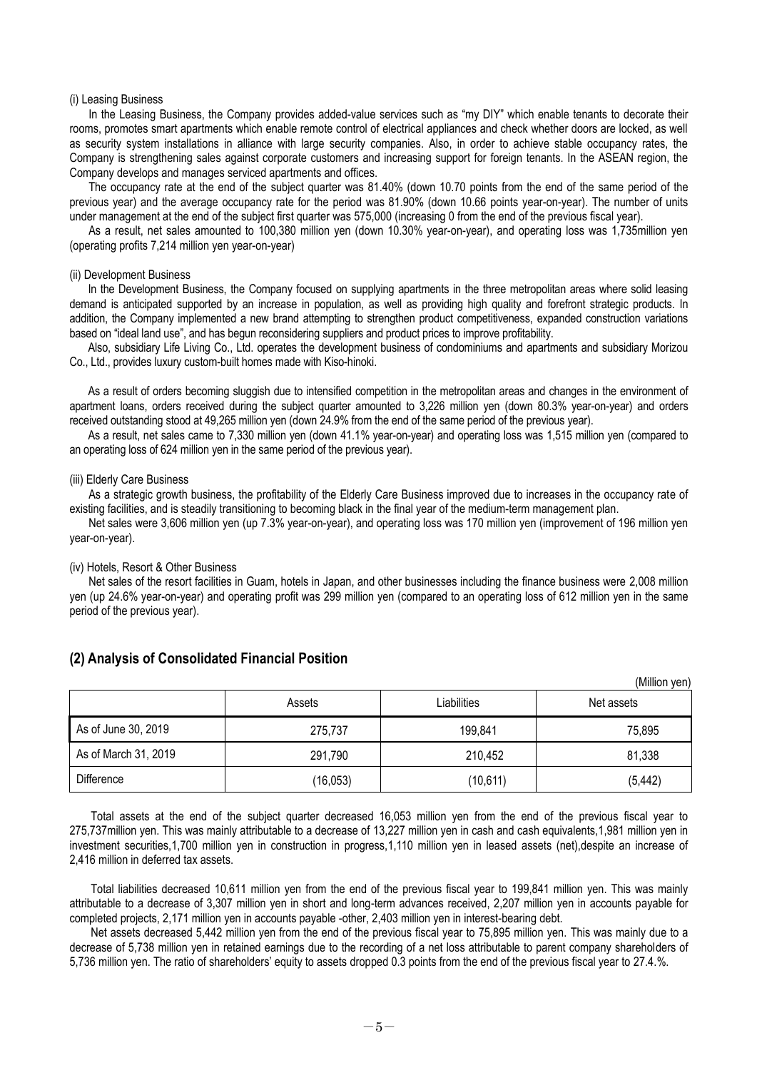(i) Leasing Business

In the Leasing Business, the Company provides added-value services such as "my DIY" which enable tenants to decorate their rooms, promotes smart apartments which enable remote control of electrical appliances and check whether doors are locked, as well as security system installations in alliance with large security companies. Also, in order to achieve stable occupancy rates, the Company is strengthening sales against corporate customers and increasing support for foreign tenants. In the ASEAN region, the Company develops and manages serviced apartments and offices.

The occupancy rate at the end of the subject quarter was 81.40% (down 10.70 points from the end of the same period of the previous year) and the average occupancy rate for the period was 81.90% (down 10.66 points year-on-year). The number of units under management at the end of the subject first quarter was 575,000 (increasing 0 from the end of the previous fiscal year).

As a result, net sales amounted to 100,380 million yen (down 10.30% year-on-year), and operating loss was 1,735million yen (operating profits 7,214 million yen year-on-year)

(ii) Development Business

In the Development Business, the Company focused on supplying apartments in the three metropolitan areas where solid leasing demand is anticipated supported by an increase in population, as well as providing high quality and forefront strategic products. In addition, the Company implemented a new brand attempting to strengthen product competitiveness, expanded construction variations based on "ideal land use", and has begun reconsidering suppliers and product prices to improve profitability.

Also, subsidiary Life Living Co., Ltd. operates the development business of condominiums and apartments and subsidiary Morizou Co., Ltd., provides luxury custom-built homes made with Kiso-hinoki.

As a result of orders becoming sluggish due to intensified competition in the metropolitan areas and changes in the environment of apartment loans, orders received during the subject quarter amounted to 3,226 million yen (down 80.3% year-on-year) and orders received outstanding stood at 49,265 million yen (down 24.9% from the end of the same period of the previous year).

As a result, net sales came to 7,330 million yen (down 41.1% year-on-year) and operating loss was 1,515 million yen (compared to an operating loss of 624 million yen in the same period of the previous year).

(iii) Elderly Care Business

As a strategic growth business, the profitability of the Elderly Care Business improved due to increases in the occupancy rate of existing facilities, and is steadily transitioning to becoming black in the final year of the medium-term management plan.

Net sales were 3,606 million yen (up 7.3% year-on-year), and operating loss was 170 million yen (improvement of 196 million yen year-on-year).

(iv) Hotels, Resort & Other Business

Net sales of the resort facilities in Guam, hotels in Japan, and other businesses including the finance business were 2,008 million yen (up 24.6% year-on-year) and operating profit was 299 million yen (compared to an operating loss of 612 million yen in the same period of the previous year).

## (2) Analysis of Consolidated Financial Position

(Million yen)

| | Assets | Liabilities | Net assets |
|---|---|---|---|
| As of June 30, 2019 | 275,737 | 199,841 | 75,895 |
| As of March 31, 2019 | 291,790 | 210,452 | 81,338 |
| Difference | (16,053) | (10,611) | (5,442) |

Total assets at the end of the subject quarter decreased 16,053 million yen from the end of the previous fiscal year to 275,737million yen. This was mainly attributable to a decrease of 13,227 million yen in cash and cash equivalents,1,981 million yen in investment securities,1,700 million yen in construction in progress,1,110 million yen in leased assets (net),despite an increase of 2,416 million in deferred tax assets.

Total liabilities decreased 10,611 million yen from the end of the previous fiscal year to 199,841 million yen. This was mainly attributable to a decrease of 3,307 million yen in short and long-term advances received, 2,207 million yen in accounts payable for completed projects, 2,171 million yen in accounts payable -other, 2,403 million yen in interest-bearing debt.

Net assets decreased 5,442 million yen from the end of the previous fiscal year to 75,895 million yen. This was mainly due to a decrease of 5,738 million yen in retained earnings due to the recording of a net loss attributable to parent company shareholders of 5,736 million yen. The ratio of shareholders' equity to assets dropped 0.3 points from the end of the previous fiscal year to 27.4.%.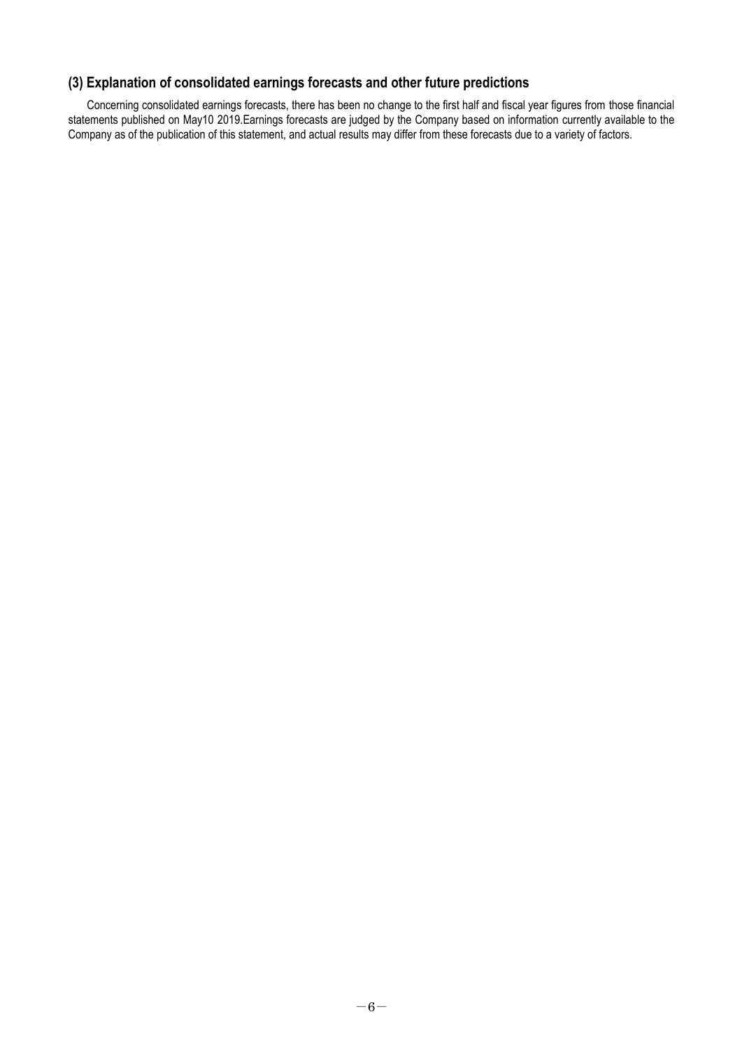### (3) Explanation of consolidated earnings forecasts and other future predictions

Concerning consolidated earnings forecasts, there has been no change to the first half and fiscal year figures from those financial statements published on May10 2019.Earnings forecasts are judged by the Company based on information currently available to the Company as of the publication of this statement, and actual results may differ from these forecasts due to a variety of factors.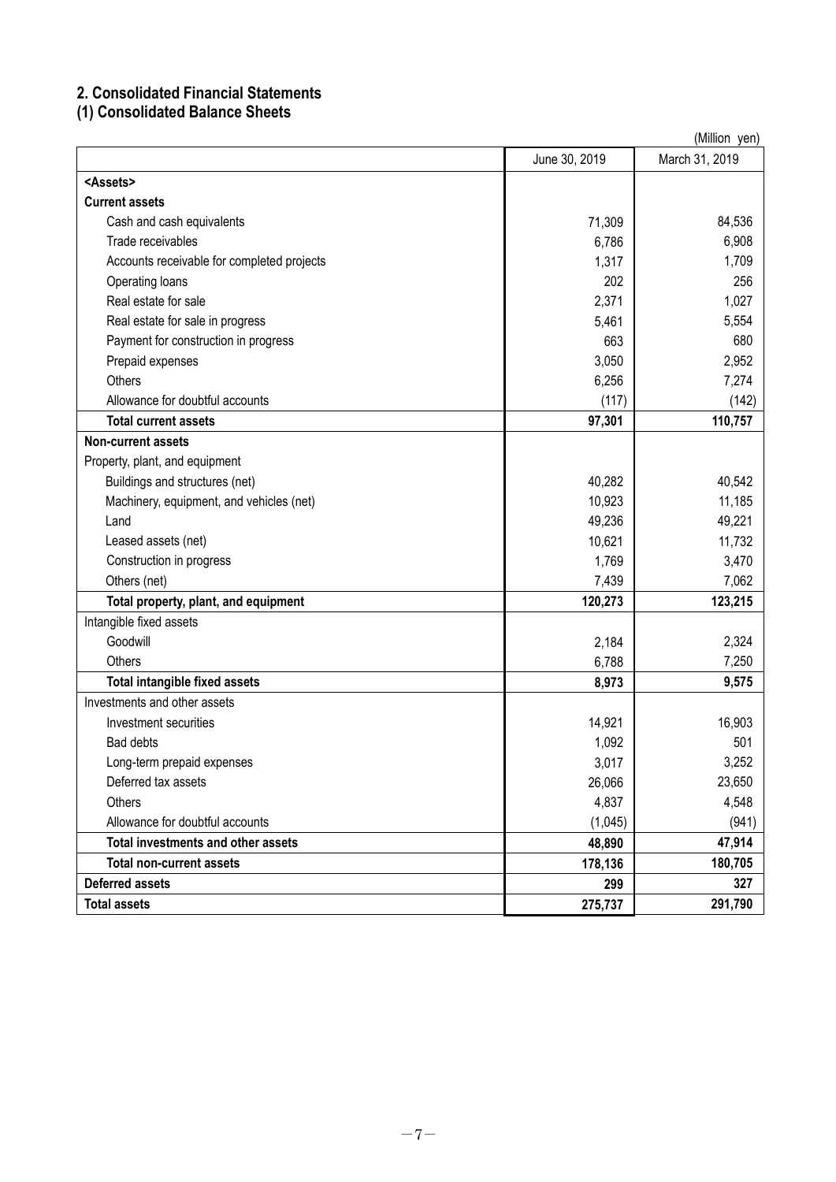## 2. Consolidated Financial Statements

### (1) Consolidated Balance Sheets

(Million yen)

| | June 30, 2019 | March 31, 2019 |
|---|---|---|
| **<Assets>** | | |
| **Current assets** | | |
| Cash and cash equivalents | 71,309 | 84,536 |
| Trade receivables | 6,786 | 6,908 |
| Accounts receivable for completed projects | 1,317 | 1,709 |
| Operating loans | 202 | 256 |
| Real estate for sale | 2,371 | 1,027 |
| Real estate for sale in progress | 5,461 | 5,554 |
| Payment for construction in progress | 663 | 680 |
| Prepaid expenses | 3,050 | 2,952 |
| Others | 6,256 | 7,274 |
| Allowance for doubtful accounts | (117) | (142) |
| **Total current assets** | **97,301** | **110,757** |
| **Non-current assets** | | |
| Property, plant, and equipment | | |
| Buildings and structures (net) | 40,282 | 40,542 |
| Machinery, equipment, and vehicles (net) | 10,923 | 11,185 |
| Land | 49,236 | 49,221 |
| Leased assets (net) | 10,621 | 11,732 |
| Construction in progress | 1,769 | 3,470 |
| Others (net) | 7,439 | 7,062 |
| **Total property, plant, and equipment** | **120,273** | **123,215** |
| Intangible fixed assets | | |
| Goodwill | 2,184 | 2,324 |
| Others | 6,788 | 7,250 |
| **Total intangible fixed assets** | **8,973** | **9,575** |
| Investments and other assets | | |
| Investment securities | 14,921 | 16,903 |
| Bad debts | 1,092 | 501 |
| Long-term prepaid expenses | 3,017 | 3,252 |
| Deferred tax assets | 26,066 | 23,650 |
| Others | 4,837 | 4,548 |
| Allowance for doubtful accounts | (1,045) | (941) |
| **Total investments and other assets** | **48,890** | **47,914** |
| **Total non-current assets** | **178,136** | **180,705** |
| **Deferred assets** | **299** | **327** |
| **Total assets** | **275,737** | **291,790** |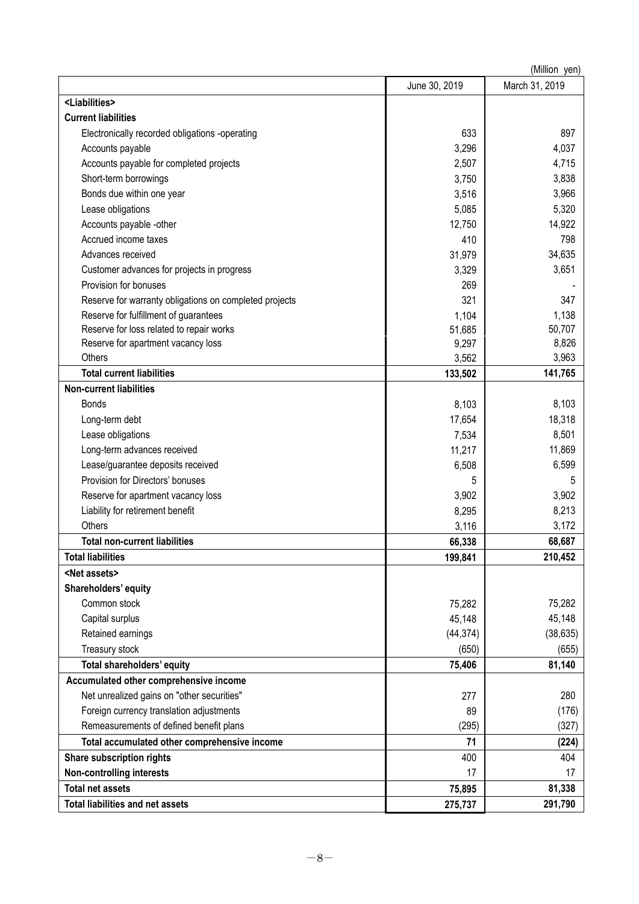(Million yen)

| | June 30, 2019 | March 31, 2019 |
|---|---|---|
| **<Liabilities>** | | |
| **Current liabilities** | | |
| Electronically recorded obligations -operating | 633 | 897 |
| Accounts payable | 3,296 | 4,037 |
| Accounts payable for completed projects | 2,507 | 4,715 |
| Short-term borrowings | 3,750 | 3,838 |
| Bonds due within one year | 3,516 | 3,966 |
| Lease obligations | 5,085 | 5,320 |
| Accounts payable -other | 12,750 | 14,922 |
| Accrued income taxes | 410 | 798 |
| Advances received | 31,979 | 34,635 |
| Customer advances for projects in progress | 3,329 | 3,651 |
| Provision for bonuses | 269 | - |
| Reserve for warranty obligations on completed projects | 321 | 347 |
| Reserve for fulfillment of guarantees | 1,104 | 1,138 |
| Reserve for loss related to repair works | 51,685 | 50,707 |
| Reserve for apartment vacancy loss | 9,297 | 8,826 |
| Others | 3,562 | 3,963 |
| **Total current liabilities** | **133,502** | **141,765** |
| **Non-current liabilities** | | |
| Bonds | 8,103 | 8,103 |
| Long-term debt | 17,654 | 18,318 |
| Lease obligations | 7,534 | 8,501 |
| Long-term advances received | 11,217 | 11,869 |
| Lease/guarantee deposits received | 6,508 | 6,599 |
| Provision for Directors' bonuses | 5 | 5 |
| Reserve for apartment vacancy loss | 3,902 | 3,902 |
| Liability for retirement benefit | 8,295 | 8,213 |
| Others | 3,116 | 3,172 |
| **Total non-current liabilities** | **66,338** | **68,687** |
| **Total liabilities** | **199,841** | **210,452** |
| **<Net assets>** | | |
| **Shareholders' equity** | | |
| Common stock | 75,282 | 75,282 |
| Capital surplus | 45,148 | 45,148 |
| Retained earnings | (44,374) | (38,635) |
| Treasury stock | (650) | (655) |
| **Total shareholders' equity** | **75,406** | **81,140** |
| **Accumulated other comprehensive income** | | |
| Net unrealized gains on "other securities" | 277 | 280 |
| Foreign currency translation adjustments | 89 | (176) |
| Remeasurements of defined benefit plans | (295) | (327) |
| **Total accumulated other comprehensive income** | **71** | **(224)** |
| **Share subscription rights** | 400 | 404 |
| **Non-controlling interests** | 17 | 17 |
| **Total net assets** | **75,895** | **81,338** |
| **Total liabilities and net assets** | **275,737** | **291,790** |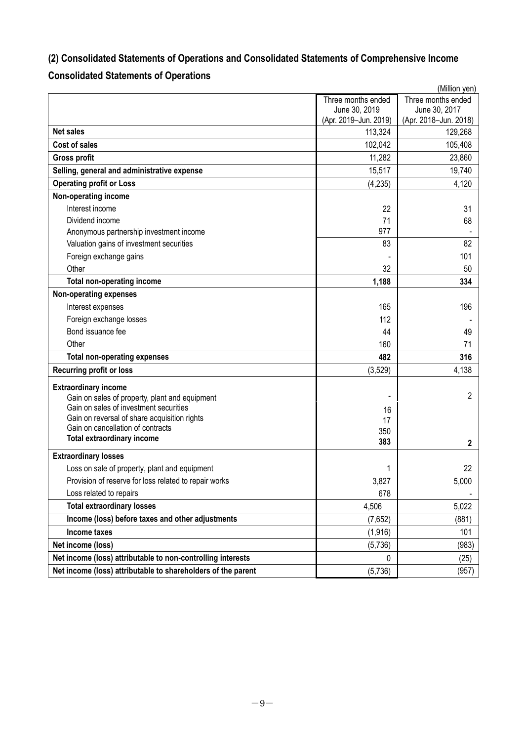## (2) Consolidated Statements of Operations and Consolidated Statements of Comprehensive Income

### Consolidated Statements of Operations

(Million yen)

| | Three months ended June 30, 2019 (Apr. 2019–Jun. 2019) | Three months ended June 30, 2017 (Apr. 2018–Jun. 2018) |
|---|---|---|
| **Net sales** | 113,324 | 129,268 |
| **Cost of sales** | 102,042 | 105,408 |
| **Gross profit** | 11,282 | 23,860 |
| **Selling, general and administrative expense** | 15,517 | 19,740 |
| **Operating profit or Loss** | (4,235) | 4,120 |
| **Non-operating income** | | |
| Interest income | 22 | 31 |
| Dividend income | 71 | 68 |
| Anonymous partnership investment income | 977 | - |
| Valuation gains of investment securities | 83 | 82 |
| Foreign exchange gains | - | 101 |
| Other | 32 | 50 |
| **Total non-operating income** | **1,188** | **334** |
| **Non-operating expenses** | | |
| Interest expenses | 165 | 196 |
| Foreign exchange losses | 112 | - |
| Bond issuance fee | 44 | 49 |
| Other | 160 | 71 |
| **Total non-operating expenses** | **482** | **316** |
| **Recurring profit or loss** | (3,529) | 4,138 |
| **Extraordinary income** | | |
| Gain on sales of property, plant and equipment | - | 2 |
| Gain on sales of investment securities | 16 | |
| Gain on reversal of share acquisition rights | 17 | |
| Gain on cancellation of contracts | 350 | |
| **Total extraordinary income** | **383** | **2** |
| **Extraordinary losses** | | |
| Loss on sale of property, plant and equipment | 1 | 22 |
| Provision of reserve for loss related to repair works | 3,827 | 5,000 |
| Loss related to repairs | 678 | - |
| **Total extraordinary losses** | 4,506 | 5,022 |
| **Income (loss) before taxes and other adjustments** | (7,652) | (881) |
| **Income taxes** | (1,916) | 101 |
| **Net income (loss)** | (5,736) | (983) |
| **Net income (loss) attributable to non-controlling interests** | 0 | (25) |
| **Net income (loss) attributable to shareholders of the parent** | (5,736) | (957) |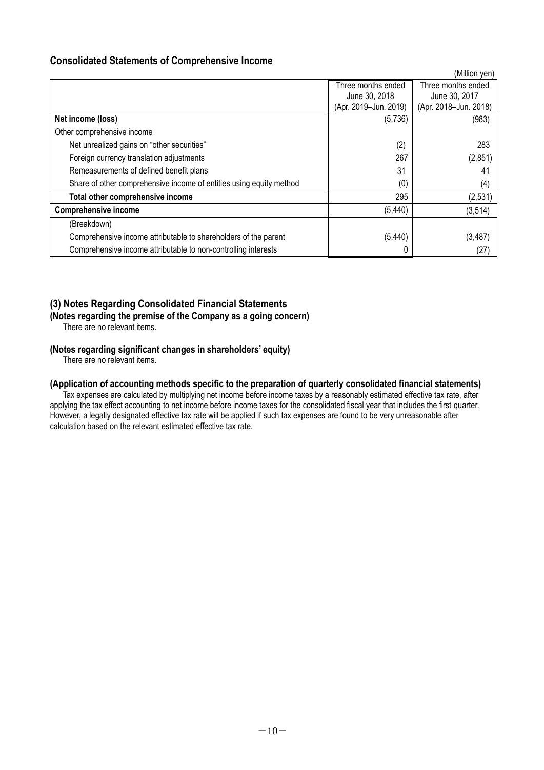## Consolidated Statements of Comprehensive Income

(Million yen)

| | Three months ended June 30, 2018 (Apr. 2019–Jun. 2019) | Three months ended June 30, 2017 (Apr. 2018–Jun. 2018) |
|---|---|---|
| **Net income (loss)** | (5,736) | (983) |
| Other comprehensive income | | |
| Net unrealized gains on "other securities" | (2) | 283 |
| Foreign currency translation adjustments | 267 | (2,851) |
| Remeasurements of defined benefit plans | 31 | 41 |
| Share of other comprehensive income of entities using equity method | (0) | (4) |
| **Total other comprehensive income** | 295 | (2,531) |
| **Comprehensive income** | (5,440) | (3,514) |
| (Breakdown) | | |
| Comprehensive income attributable to shareholders of the parent | (5,440) | (3,487) |
| Comprehensive income attributable to non-controlling interests | 0 | (27) |

## (3) Notes Regarding Consolidated Financial Statements

**(Notes regarding the premise of the Company as a going concern)**

There are no relevant items.

**(Notes regarding significant changes in shareholders' equity)**

There are no relevant items.

**(Application of accounting methods specific to the preparation of quarterly consolidated financial statements)**

Tax expenses are calculated by multiplying net income before income taxes by a reasonably estimated effective tax rate, after applying the tax effect accounting to net income before income taxes for the consolidated fiscal year that includes the first quarter. However, a legally designated effective tax rate will be applied if such tax expenses are found to be very unreasonable after calculation based on the relevant estimated effective tax rate.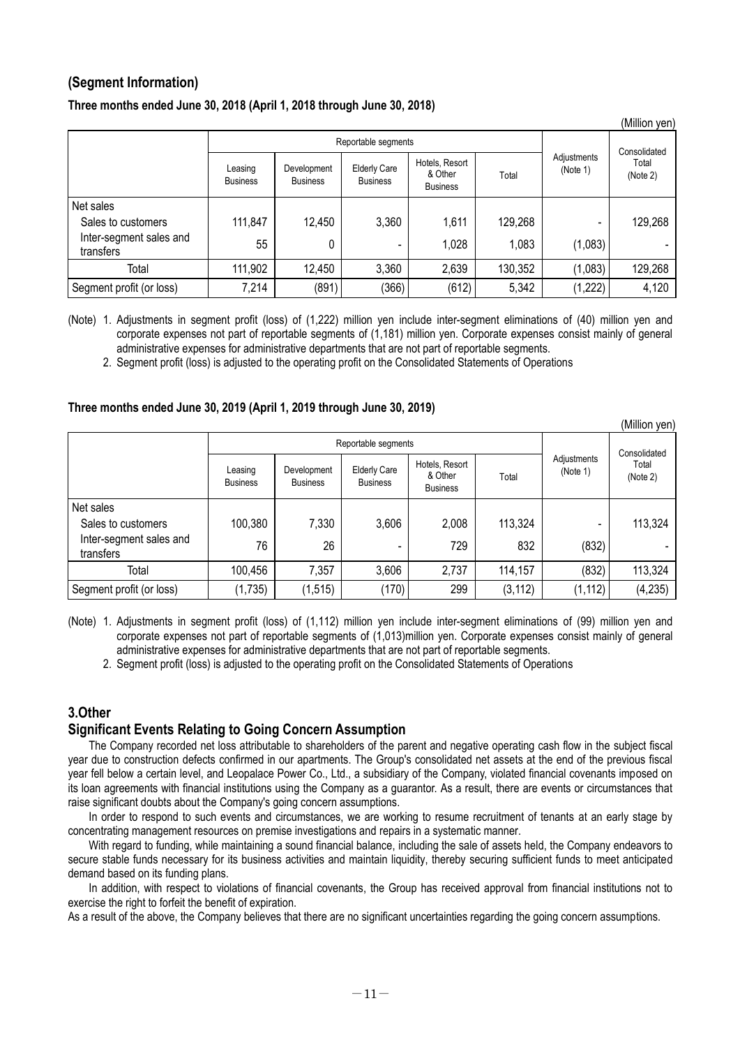## (Segment Information)

### Three months ended June 30, 2018 (April 1, 2018 through June 30, 2018)

(Million yen)

| | Reportable segments | | | | | Adjustments (Note 1) | Consolidated Total (Note 2) |
|---|---|---|---|---|---|---|---|
| | Leasing Business | Development Business | Elderly Care Business | Hotels, Resort & Other Business | Total | | |
| Net sales | | | | | | | |
| Sales to customers | 111,847 | 12,450 | 3,360 | 1,611 | 129,268 | - | 129,268 |
| Inter-segment sales and transfers | 55 | 0 | - | 1,028 | 1,083 | (1,083) | - |
| Total | 111,902 | 12,450 | 3,360 | 2,639 | 130,352 | (1,083) | 129,268 |
| Segment profit (or loss) | 7,214 | (891) | (366) | (612) | 5,342 | (1,222) | 4,120 |

(Note) 1. Adjustments in segment profit (loss) of (1,222) million yen include inter-segment eliminations of (40) million yen and corporate expenses not part of reportable segments of (1,181) million yen. Corporate expenses consist mainly of general administrative expenses for administrative departments that are not part of reportable segments.

2. Segment profit (loss) is adjusted to the operating profit on the Consolidated Statements of Operations

### Three months ended June 30, 2019 (April 1, 2019 through June 30, 2019)

(Million yen)

| | Reportable segments | | | | | Adjustments (Note 1) | Consolidated Total (Note 2) |
|---|---|---|---|---|---|---|---|
| | Leasing Business | Development Business | Elderly Care Business | Hotels, Resort & Other Business | Total | | |
| Net sales | | | | | | | |
| Sales to customers | 100,380 | 7,330 | 3,606 | 2,008 | 113,324 | - | 113,324 |
| Inter-segment sales and transfers | 76 | 26 | - | 729 | 832 | (832) | - |
| Total | 100,456 | 7,357 | 3,606 | 2,737 | 114,157 | (832) | 113,324 |
| Segment profit (or loss) | (1,735) | (1,515) | (170) | 299 | (3,112) | (1,112) | (4,235) |

(Note) 1. Adjustments in segment profit (loss) of (1,112) million yen include inter-segment eliminations of (99) million yen and corporate expenses not part of reportable segments of (1,013)million yen. Corporate expenses consist mainly of general administrative expenses for administrative departments that are not part of reportable segments.

2. Segment profit (loss) is adjusted to the operating profit on the Consolidated Statements of Operations

## 3.Other

### Significant Events Relating to Going Concern Assumption

The Company recorded net loss attributable to shareholders of the parent and negative operating cash flow in the subject fiscal year due to construction defects confirmed in our apartments. The Group's consolidated net assets at the end of the previous fiscal year fell below a certain level, and Leopalace Power Co., Ltd., a subsidiary of the Company, violated financial covenants imposed on its loan agreements with financial institutions using the Company as a guarantor. As a result, there are events or circumstances that raise significant doubts about the Company's going concern assumptions.

In order to respond to such events and circumstances, we are working to resume recruitment of tenants at an early stage by concentrating management resources on premise investigations and repairs in a systematic manner.

With regard to funding, while maintaining a sound financial balance, including the sale of assets held, the Company endeavors to secure stable funds necessary for its business activities and maintain liquidity, thereby securing sufficient funds to meet anticipated demand based on its funding plans.

In addition, with respect to violations of financial covenants, the Group has received approval from financial institutions not to exercise the right to forfeit the benefit of expiration.

As a result of the above, the Company believes that there are no significant uncertainties regarding the going concern assumptions.